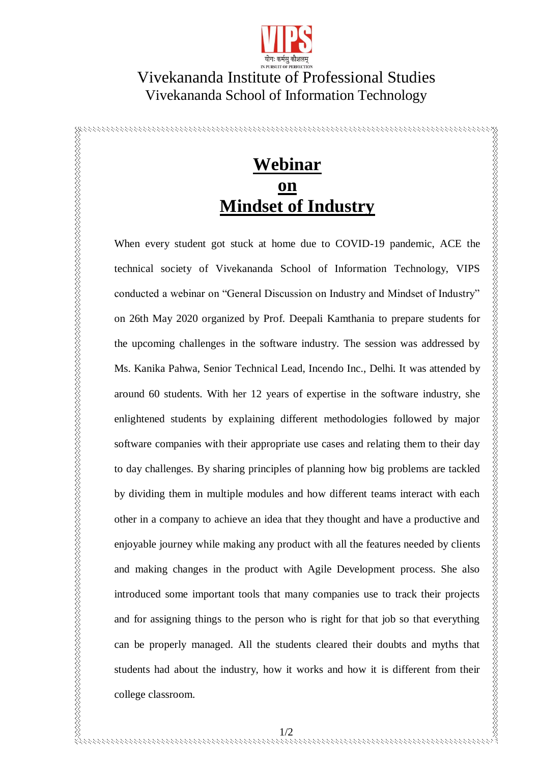VIPS

योगः कर्मसु कौशलम्

IN PURSUIT OF PERFECTION

Vivekananda Institute of Professional Studies

Vivekananda School of Information Technology

# **Webinar on Mindset of Industry**

When every student got stuck at home due to COVID-19 pandemic, ACE the technical society of Vivekananda School of Information Technology, VIPS conducted a webinar on "General Discussion on Industry and Mindset of Industry" on 26th May 2020 organized by Prof. Deepali Kamthania to prepare students for the upcoming challenges in the software industry. The session was addressed by Ms. Kanika Pahwa, Senior Technical Lead, Incendo Inc., Delhi. It was attended by around 60 students. With her 12 years of expertise in the software industry, she enlightened students by explaining different methodologies followed by major software companies with their appropriate use cases and relating them to their day to day challenges. By sharing principles of planning how big problems are tackled by dividing them in multiple modules and how different teams interact with each other in a company to achieve an idea that they thought and have a productive and enjoyable journey while making any product with all the features needed by clients and making changes in the product with Agile Development process. She also introduced some important tools that many companies use to track their projects and for assigning things to the person who is right for that job so that everything can be properly managed. All the students cleared their doubts and myths that students had about the industry, how it works and how it is different from their college classroom.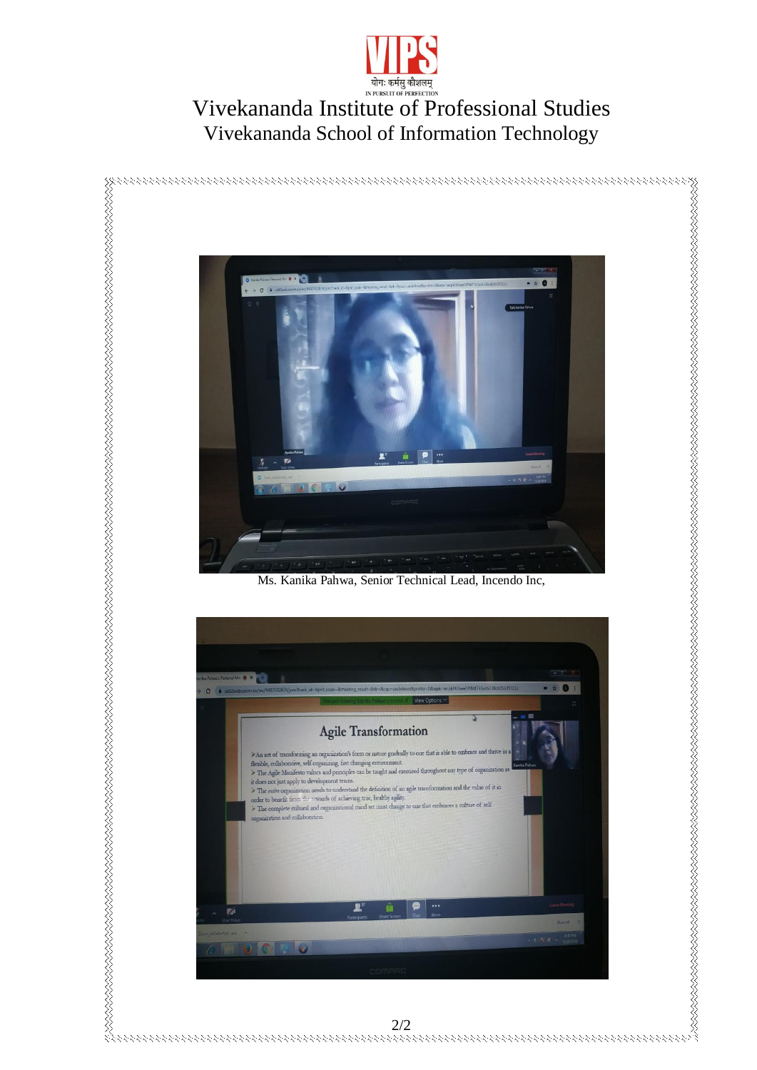Vivekananda Institute of Professional Studies

Vivekananda School of Information Technology

Ms. Kanika Pahwa, Senior Technical Lead, Incendo Inc,